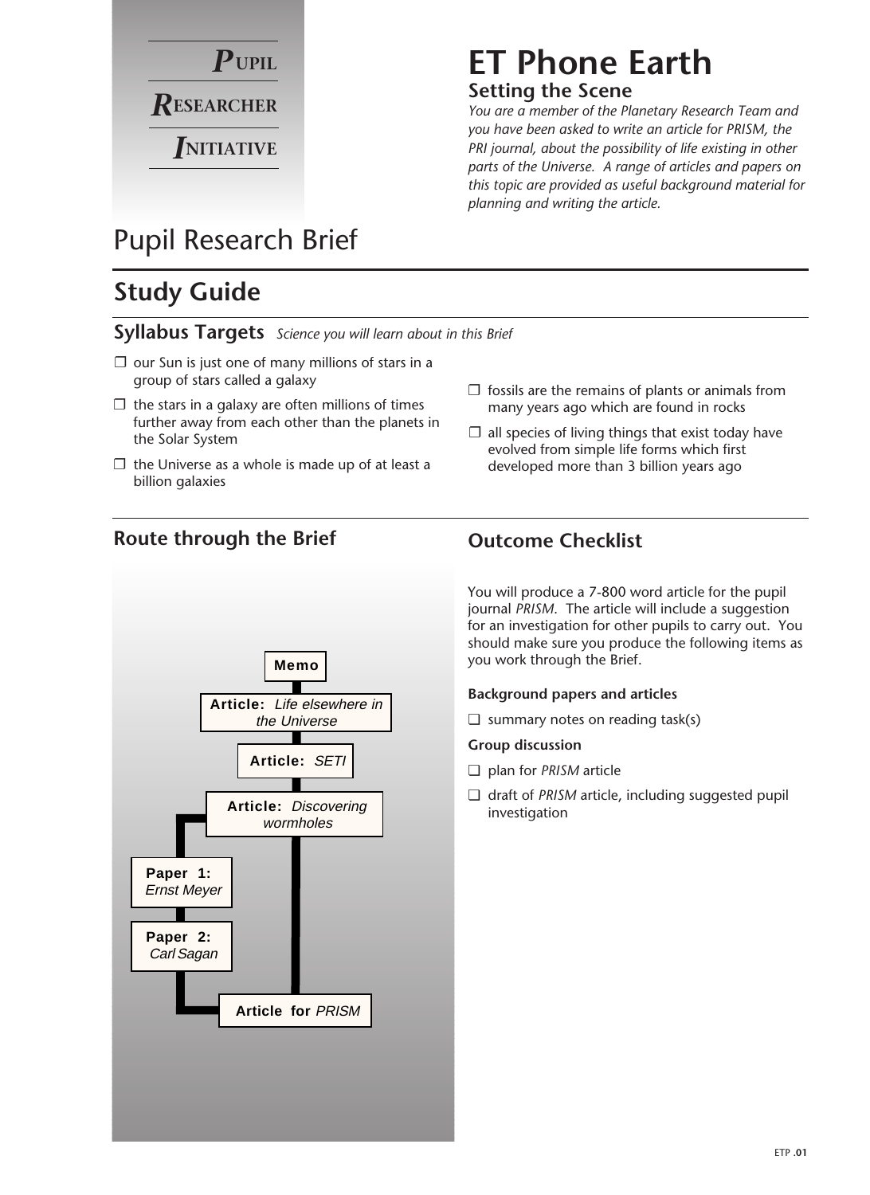**PUPIL RESEARCHER INITIATIVE**

# ET Phone Earth

## Setting the Scene

*You are a member of the Planetary Research Team and you have been asked to write an article for PRISM, the PRI journal, about the possibility of life existing in other parts of the Universe. A range of articles and papers on this topic are provided as useful background material for planning and writing the article.*

# Pupil Research Brief

## Study Guide

### Syllabus Targets *Science you will learn about in this Brief*

- ❒ our Sun is just one of many millions of stars in a group of stars called a galaxy
- ❒ the stars in a galaxy are often millions of times further away from each other than the planets in the Solar System
- ❒ the Universe as a whole is made up of at least a billion galaxies
- ❒ fossils are the remains of plants or animals from many years ago which are found in rocks
- ❒ all species of living things that exist today have evolved from simple life forms which first developed more than 3 billion years ago

### Route through the Brief

- **Memo**
- **Article:** *Life elsewhere in the Universe*
- **Article:** *SETI*
- **Article:** *Discovering wormholes*
- **Paper 1:** *Ernst Meyer*
- **Paper 2:** *Carl Sagan*
- **Article for** *PRISM*

### Outcome Checklist

You will produce a 7-800 word article for the pupil journal *PRISM*. The article will include a suggestion for an investigation for other pupils to carry out. You should make sure you produce the following items as you work through the Brief.

**Background papers and articles**

- ❑ summary notes on reading task(s)

**Group discussion**

- ❑ plan for *PRISM* article
- ❑ draft of *PRISM* article, including suggested pupil investigation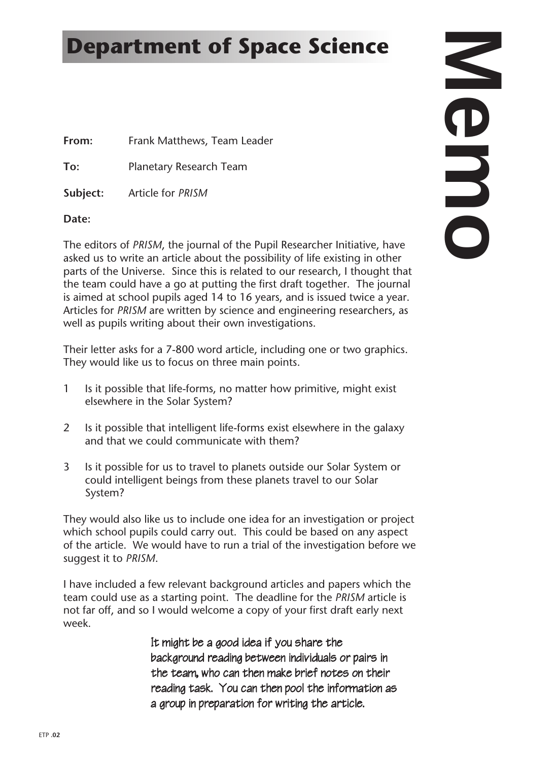# Department of Space Science

# Memo

**From:** Frank Matthews, Team Leader

**To:** Planetary Research Team

**Subject:** Article for *PRISM*

**Date:**

The editors of *PRISM*, the journal of the Pupil Researcher Initiative, have asked us to write an article about the possibility of life existing in other parts of the Universe. Since this is related to our research, I thought that the team could have a go at putting the first draft together. The journal is aimed at school pupils aged 14 to 16 years, and is issued twice a year. Articles for *PRISM* are written by science and engineering researchers, as well as pupils writing about their own investigations.

Their letter asks for a 7-800 word article, including one or two graphics. They would like us to focus on three main points.

1. Is it possible that life-forms, no matter how primitive, might exist elsewhere in the Solar System?
2. Is it possible that intelligent life-forms exist elsewhere in the galaxy and that we could communicate with them?
3. Is it possible for us to travel to planets outside our Solar System or could intelligent beings from these planets travel to our Solar System?

They would also like us to include one idea for an investigation or project which school pupils could carry out. This could be based on any aspect of the article. We would have to run a trial of the investigation before we suggest it to *PRISM*.

I have included a few relevant background articles and papers which the team could use as a starting point. The deadline for the *PRISM* article is not far off, and so I would welcome a copy of your first draft early next week.

It might be a good idea if you share the background reading between individuals or pairs in the team, who can then make brief notes on their reading task. You can then pool the information as a group in preparation for writing the article.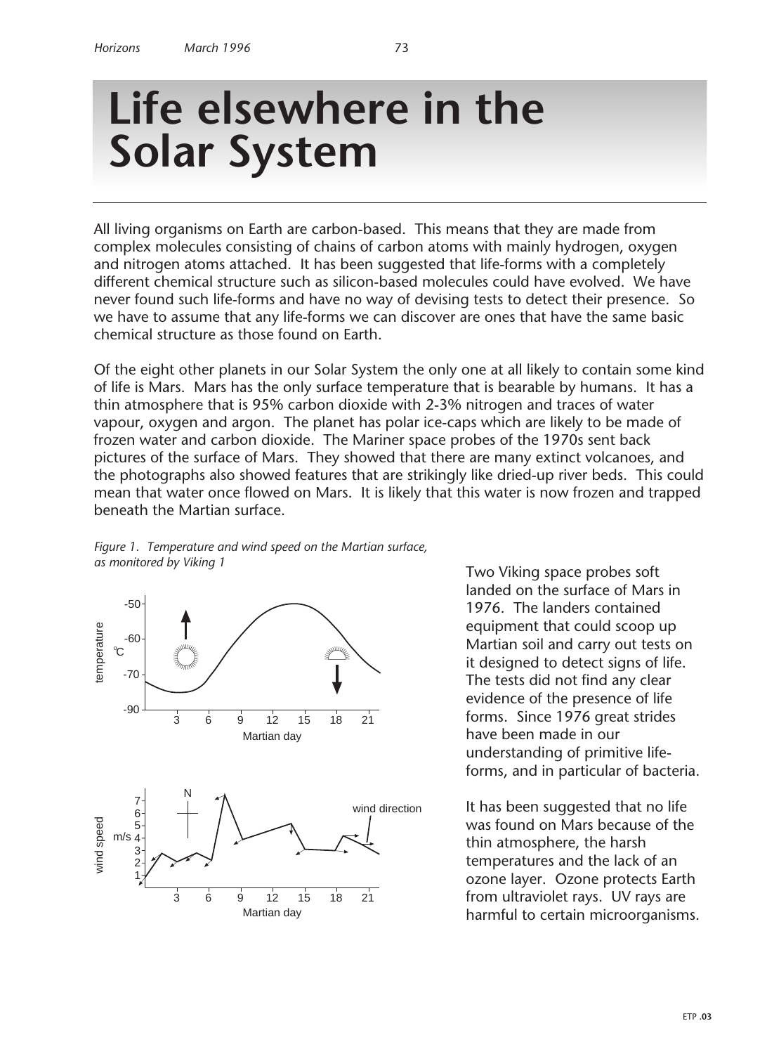// Life elsewhere in the Solar System

# Life elsewhere in the Solar System

All living organisms on Earth are carbon-based. This means that they are made from complex molecules consisting of chains of carbon atoms with mainly hydrogen, oxygen and nitrogen atoms attached. It has been suggested that life-forms with a completely different chemical structure such as silicon-based molecules could have evolved. We have never found such life-forms and have no way of devising tests to detect their presence. So we have to assume that any life-forms we can discover are ones that have the same basic chemical structure as those found on Earth.

Of the eight other planets in our Solar System the only one at all likely to contain some kind of life is Mars. Mars has the only surface temperature that is bearable by humans. It has a thin atmosphere that is 95% carbon dioxide with 2-3% nitrogen and traces of water vapour, oxygen and argon. The planet has polar ice-caps which are likely to be made of frozen water and carbon dioxide. The Mariner space probes of the 1970s sent back pictures of the surface of Mars. They showed that there are many extinct volcanoes, and the photographs also showed features that are strikingly like dried-up river beds. This could mean that water once flowed on Mars. It is likely that this water is now frozen and trapped beneath the Martian surface.

*Figure 1. Temperature and wind speed on the Martian surface, as monitored by Viking 1*

Two Viking space probes soft landed on the surface of Mars in 1976. The landers contained equipment that could scoop up Martian soil and carry out tests on it designed to detect signs of life. The tests did not find any clear evidence of the presence of life forms. Since 1976 great strides have been made in our understanding of primitive life-forms, and in particular of bacteria.

It has been suggested that no life was found on Mars because of the thin atmosphere, the harsh temperatures and the lack of an ozone layer. Ozone protects Earth from ultraviolet rays. UV rays are harmful to certain microorganisms.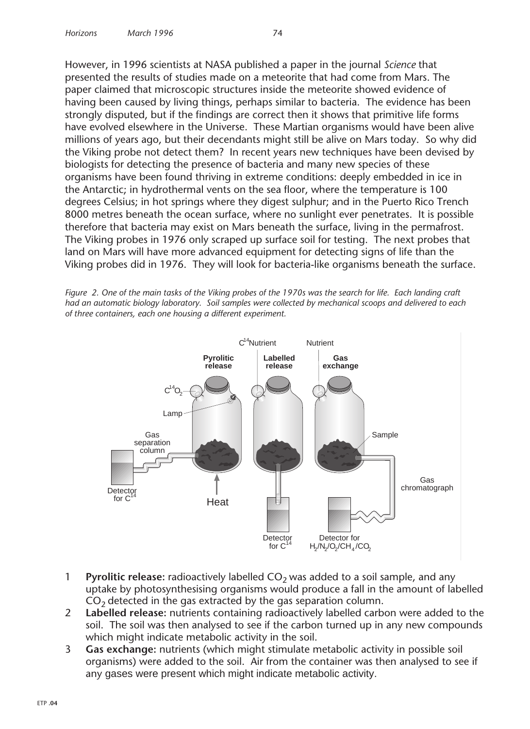However, in 1996 scientists at NASA published a paper in the journal *Science* that presented the results of studies made on a meteorite that had come from Mars. The paper claimed that microscopic structures inside the meteorite showed evidence of having been caused by living things, perhaps similar to bacteria. The evidence has been strongly disputed, but if the findings are correct then it shows that primitive life forms have evolved elsewhere in the Universe. These Martian organisms would have been alive millions of years ago, but their decendants might still be alive on Mars today. So why did the Viking probe not detect them? In recent years new techniques have been devised by biologists for detecting the presence of bacteria and many new species of these organisms have been found thriving in extreme conditions: deeply embedded in ice in the Antarctic; in hydrothermal vents on the sea floor, where the temperature is 100 degrees Celsius; in hot springs where they digest sulphur; and in the Puerto Rico Trench 8000 metres beneath the ocean surface, where no sunlight ever penetrates. It is possible therefore that bacteria may exist on Mars beneath the surface, living in the permafrost. The Viking probes in 1976 only scraped up surface soil for testing. The next probes that land on Mars will have more advanced equipment for detecting signs of life than the Viking probes did in 1976. They will look for bacteria-like organisms beneath the surface.

*Figure 2. One of the main tasks of the Viking probes of the 1970s was the search for life. Each landing craft had an automatic biology laboratory. Soil samples were collected by mechanical scoops and delivered to each of three containers, each one housing a different experiment.*

1. **Pyrolitic release:** radioactively labelled $CO_2$ was added to a soil sample, and any uptake by photosynthesising organisms would produce a fall in the amount of labelled $CO_2$ detected in the gas extracted by the gas separation column.
2. **Labelled release:** nutrients containing radioactively labelled carbon were added to the soil. The soil was then analysed to see if the carbon turned up in any new compounds which might indicate metabolic activity in the soil.
3. **Gas exchange:** nutrients (which might stimulate metabolic activity in possible soil organisms) were added to the soil. Air from the container was then analysed to see if any gases were present which might indicate metabolic activity.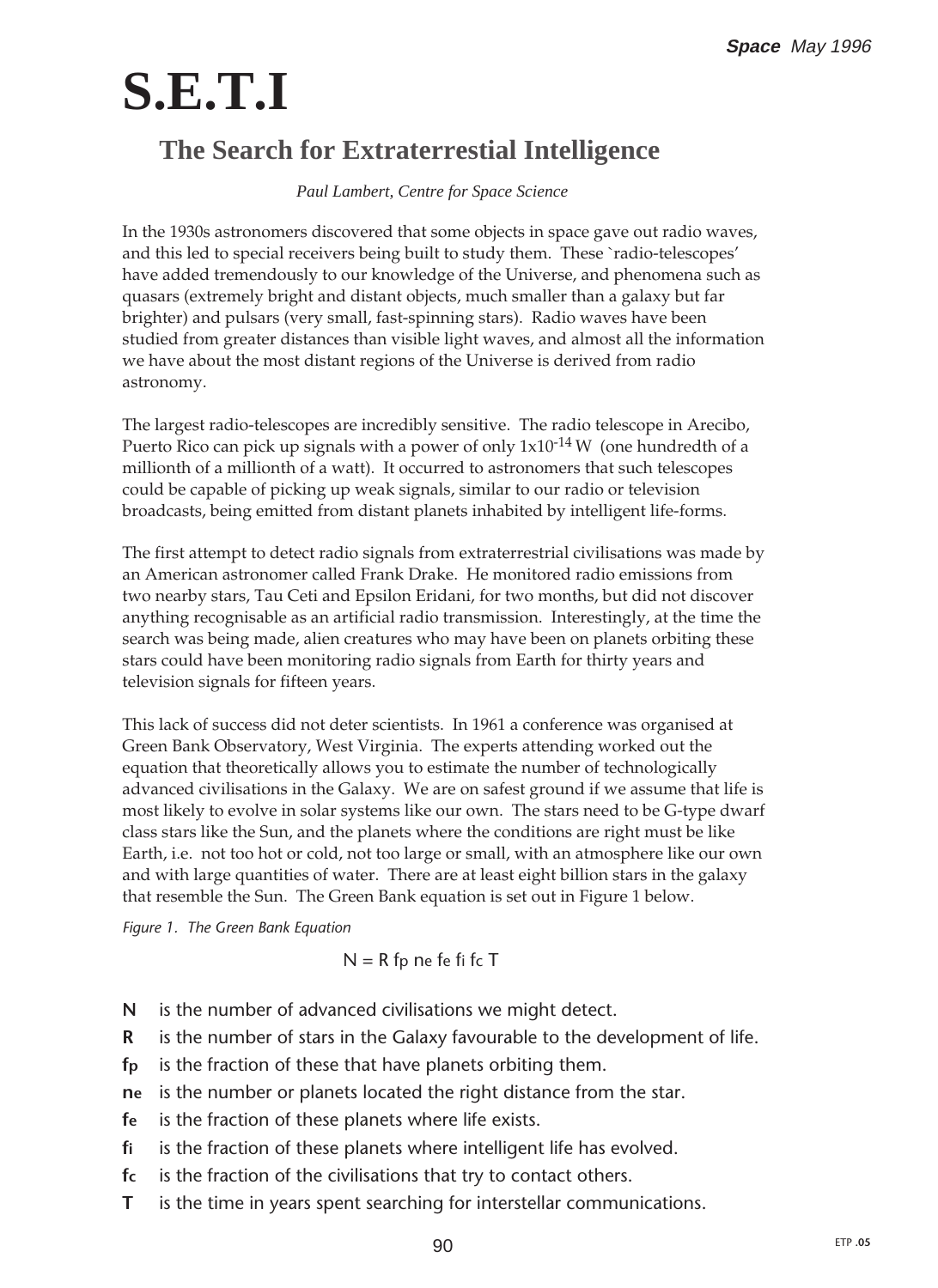# S.E.T.I

## The Search for Extraterrestial Intelligence

*Paul Lambert, Centre for Space Science*

In the 1930s astronomers discovered that some objects in space gave out radio waves, and this led to special receivers being built to study them. These `radio-telescopes' have added tremendously to our knowledge of the Universe, and phenomena such as quasars (extremely bright and distant objects, much smaller than a galaxy but far brighter) and pulsars (very small, fast-spinning stars). Radio waves have been studied from greater distances than visible light waves, and almost all the information we have about the most distant regions of the Universe is derived from radio astronomy.

The largest radio-telescopes are incredibly sensitive. The radio telescope in Arecibo, Puerto Rico can pick up signals with a power of only $1 \times 10^{-14}$ W (one hundredth of a millionth of a millionth of a watt). It occurred to astronomers that such telescopes could be capable of picking up weak signals, similar to our radio or television broadcasts, being emitted from distant planets inhabited by intelligent life-forms.

The first attempt to detect radio signals from extraterrestrial civilisations was made by an American astronomer called Frank Drake. He monitored radio emissions from two nearby stars, Tau Ceti and Epsilon Eridani, for two months, but did not discover anything recognisable as an artificial radio transmission. Interestingly, at the time the search was being made, alien creatures who may have been on planets orbiting these stars could have been monitoring radio signals from Earth for thirty years and television signals for fifteen years.

This lack of success did not deter scientists. In 1961 a conference was organised at Green Bank Observatory, West Virginia. The experts attending worked out the equation that theoretically allows you to estimate the number of technologically advanced civilisations in the Galaxy. We are on safest ground if we assume that life is most likely to evolve in solar systems like our own. The stars need to be G-type dwarf class stars like the Sun, and the planets where the conditions are right must be like Earth, i.e. not too hot or cold, not too large or small, with an atmosphere like our own and with large quantities of water. There are at least eight billion stars in the galaxy that resemble the Sun. The Green Bank equation is set out in Figure 1 below.

*Figure 1. The Green Bank Equation*

$$N = R\, f_p\, n_e\, f_e\, f_i\, f_c\, T$$

- **N** is the number of advanced civilisations we might detect.
- **R** is the number of stars in the Galaxy favourable to the development of life.
- **$f_p$** is the fraction of these that have planets orbiting them.
- **$n_e$** is the number or planets located the right distance from the star.
- **$f_e$** is the fraction of these planets where life exists.
- **$f_i$** is the fraction of these planets where intelligent life has evolved.
- **$f_c$** is the fraction of the civilisations that try to contact others.
- **T** is the time in years spent searching for interstellar communications.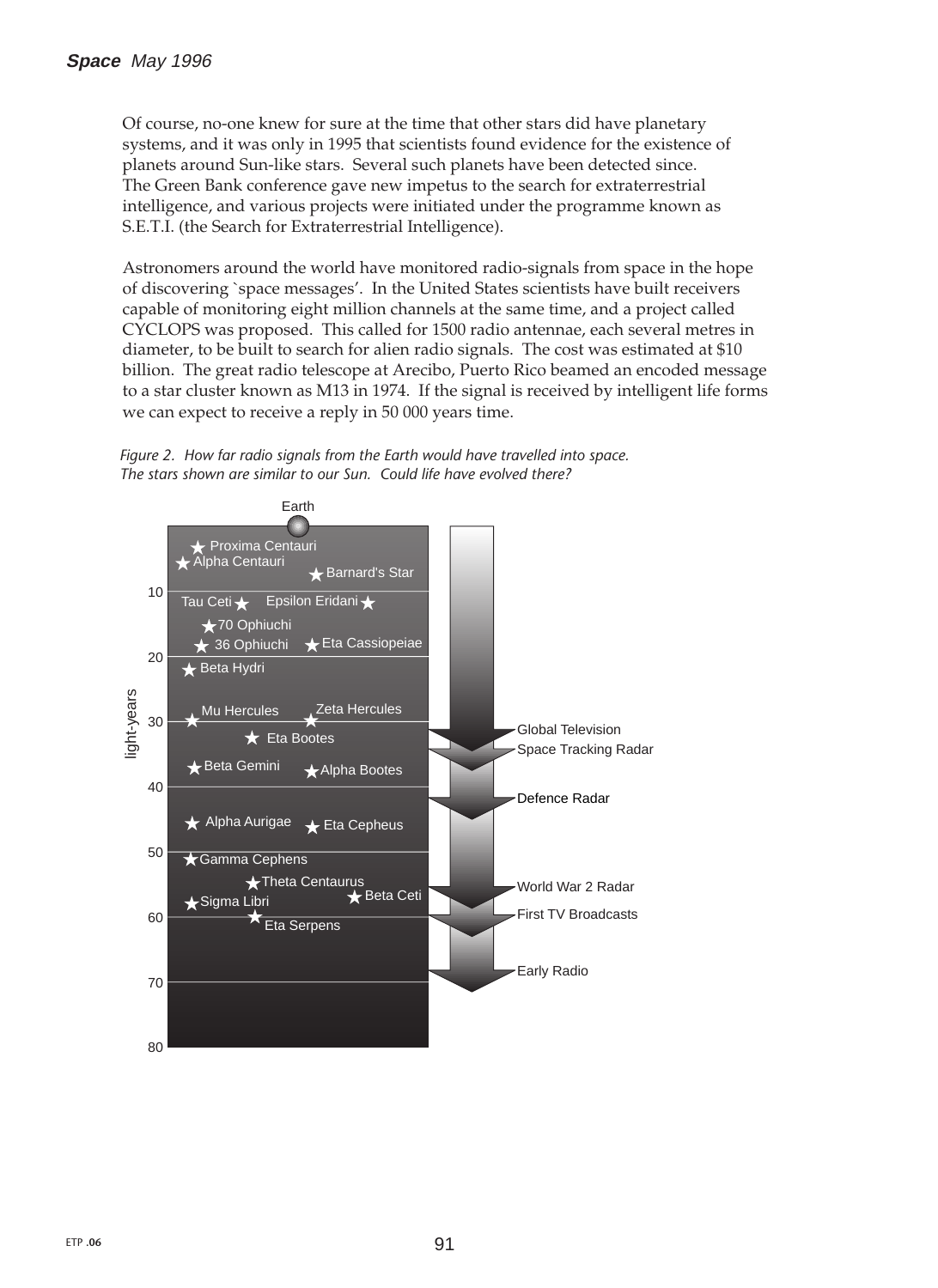Of course, no-one knew for sure at the time that other stars did have planetary systems, and it was only in 1995 that scientists found evidence for the existence of planets around Sun-like stars. Several such planets have been detected since. The Green Bank conference gave new impetus to the search for extraterrestrial intelligence, and various projects were initiated under the programme known as S.E.T.I. (the Search for Extraterrestrial Intelligence).

Astronomers around the world have monitored radio-signals from space in the hope of discovering `space messages'. In the United States scientists have built receivers capable of monitoring eight million channels at the same time, and a project called CYCLOPS was proposed. This called for 1500 radio antennae, each several metres in diameter, to be built to search for alien radio signals. The cost was estimated at $10 billion. The great radio telescope at Arecibo, Puerto Rico beamed an encoded message to a star cluster known as M13 in 1974. If the signal is received by intelligent life forms we can expect to receive a reply in 50 000 years time.

*Figure 2. How far radio signals from the Earth would have travelled into space. The stars shown are similar to our Sun. Could life have evolved there?*

Earth

light-years: 10, 20, 30, 40, 50, 60, 70, 80

Proxima Centauri, Alpha Centauri, Barnard's Star, Tau Ceti, Epsilon Eridani, 70 Ophiuchi, 36 Ophiuchi, Eta Cassiopeiae, Beta Hydri, Mu Hercules, Zeta Hercules, Eta Bootes, Beta Gemini, Alpha Bootes, Alpha Aurigae, Eta Cepheus, Gamma Cephens, Theta Centaurus, Beta Ceti, Sigma Libri, Eta Serpens

Global Television, Space Tracking Radar, Defence Radar, World War 2 Radar, First TV Broadcasts, Early Radio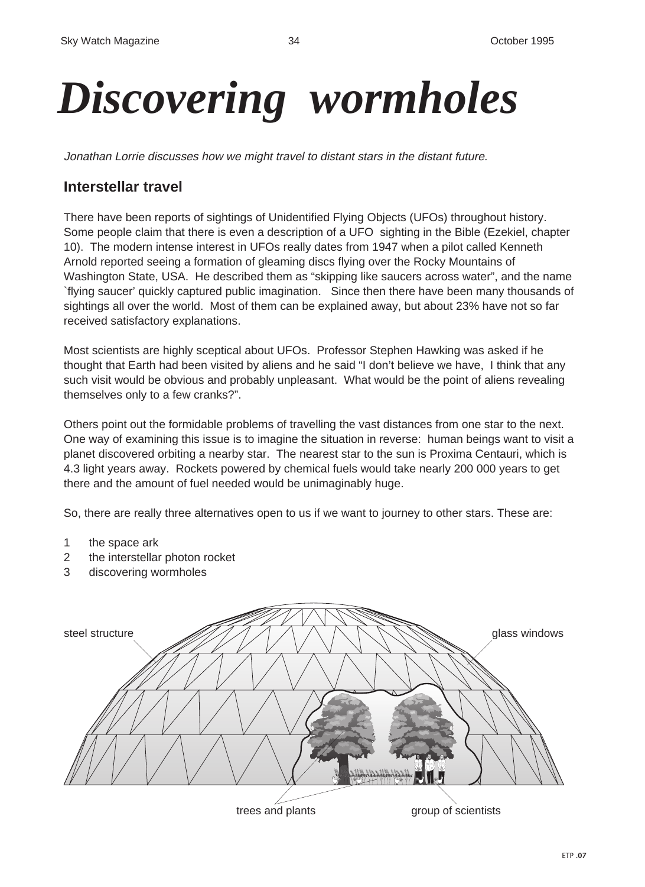# *Discovering wormholes*

*Jonathan Lorrie discusses how we might travel to distant stars in the distant future.*

## Interstellar travel

There have been reports of sightings of Unidentified Flying Objects (UFOs) throughout history. Some people claim that there is even a description of a UFO sighting in the Bible (Ezekiel, chapter 10). The modern intense interest in UFOs really dates from 1947 when a pilot called Kenneth Arnold reported seeing a formation of gleaming discs flying over the Rocky Mountains of Washington State, USA. He described them as "skipping like saucers across water", and the name `flying saucer' quickly captured public imagination. Since then there have been many thousands of sightings all over the world. Most of them can be explained away, but about 23% have not so far received satisfactory explanations.

Most scientists are highly sceptical about UFOs. Professor Stephen Hawking was asked if he thought that Earth had been visited by aliens and he said "I don't believe we have, I think that any such visit would be obvious and probably unpleasant. What would be the point of aliens revealing themselves only to a few cranks?".

Others point out the formidable problems of travelling the vast distances from one star to the next. One way of examining this issue is to imagine the situation in reverse: human beings want to visit a planet discovered orbiting a nearby star. The nearest star to the sun is Proxima Centauri, which is 4.3 light years away. Rockets powered by chemical fuels would take nearly 200 000 years to get there and the amount of fuel needed would be unimaginably huge.

So, there are really three alternatives open to us if we want to journey to other stars. These are:

1. the space ark
2. the interstellar photon rocket
3. discovering wormholes

steel structure

glass windows

trees and plants

group of scientists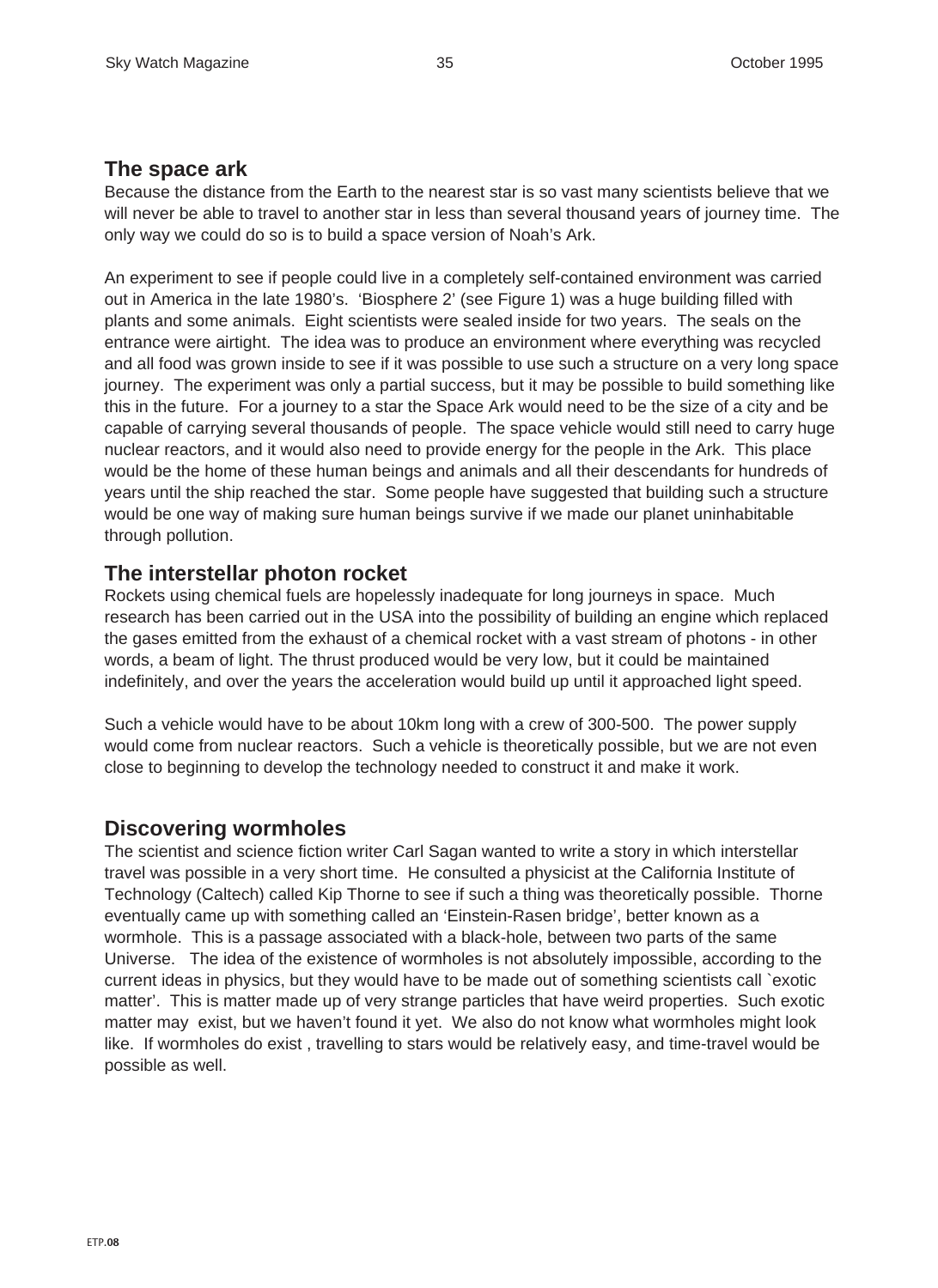## The space ark

Because the distance from the Earth to the nearest star is so vast many scientists believe that we will never be able to travel to another star in less than several thousand years of journey time. The only way we could do so is to build a space version of Noah's Ark.

An experiment to see if people could live in a completely self-contained environment was carried out in America in the late 1980's. 'Biosphere 2' (see Figure 1) was a huge building filled with plants and some animals. Eight scientists were sealed inside for two years. The seals on the entrance were airtight. The idea was to produce an environment where everything was recycled and all food was grown inside to see if it was possible to use such a structure on a very long space journey. The experiment was only a partial success, but it may be possible to build something like this in the future. For a journey to a star the Space Ark would need to be the size of a city and be capable of carrying several thousands of people. The space vehicle would still need to carry huge nuclear reactors, and it would also need to provide energy for the people in the Ark. This place would be the home of these human beings and animals and all their descendants for hundreds of years until the ship reached the star. Some people have suggested that building such a structure would be one way of making sure human beings survive if we made our planet uninhabitable through pollution.

## The interstellar photon rocket

Rockets using chemical fuels are hopelessly inadequate for long journeys in space. Much research has been carried out in the USA into the possibility of building an engine which replaced the gases emitted from the exhaust of a chemical rocket with a vast stream of photons - in other words, a beam of light. The thrust produced would be very low, but it could be maintained indefinitely, and over the years the acceleration would build up until it approached light speed.

Such a vehicle would have to be about 10km long with a crew of 300-500. The power supply would come from nuclear reactors. Such a vehicle is theoretically possible, but we are not even close to beginning to develop the technology needed to construct it and make it work.

## Discovering wormholes

The scientist and science fiction writer Carl Sagan wanted to write a story in which interstellar travel was possible in a very short time. He consulted a physicist at the California Institute of Technology (Caltech) called Kip Thorne to see if such a thing was theoretically possible. Thorne eventually came up with something called an 'Einstein-Rasen bridge', better known as a wormhole. This is a passage associated with a black-hole, between two parts of the same Universe. The idea of the existence of wormholes is not absolutely impossible, according to the current ideas in physics, but they would have to be made out of something scientists call `exotic matter'. This is matter made up of very strange particles that have weird properties. Such exotic matter may exist, but we haven't found it yet. We also do not know what wormholes might look like. If wormholes do exist , travelling to stars would be relatively easy, and time-travel would be possible as well.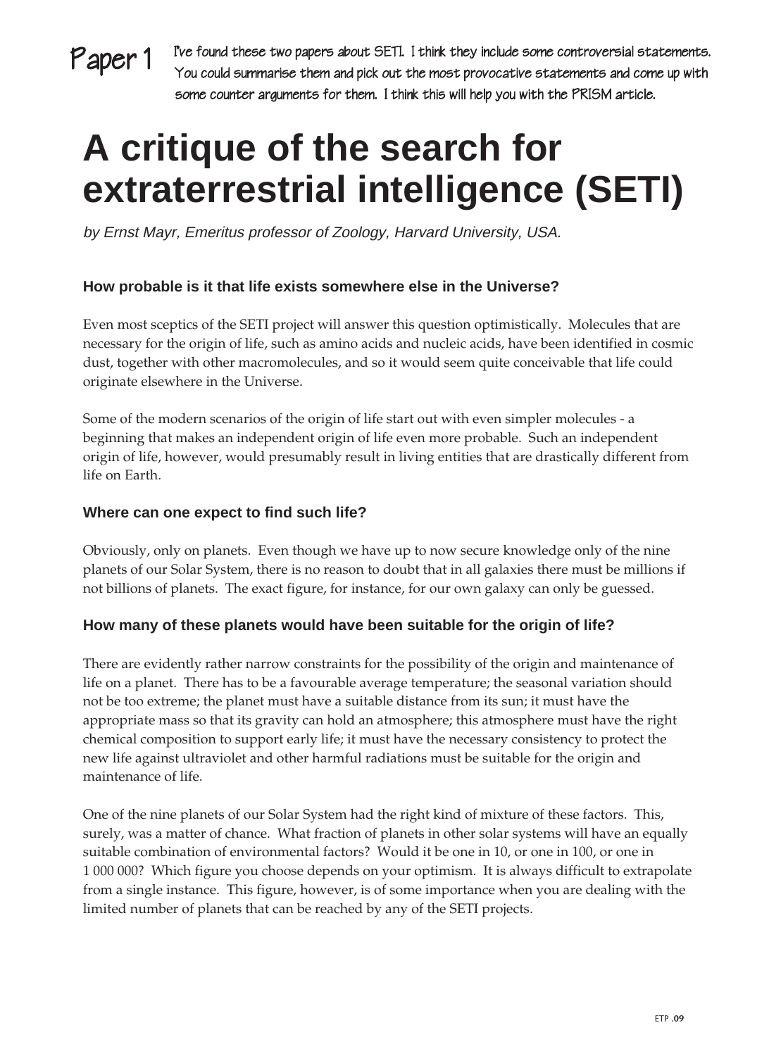Paper 1

I've found these two papers about SETI. I think they include some controversial statements. You could summarise them and pick out the most provocative statements and come up with some counter arguments for them. I think this will help you with the PRISM article.

# A critique of the search for extraterrestrial intelligence (SETI)

*by Ernst Mayr, Emeritus professor of Zoology, Harvard University, USA.*

### How probable is it that life exists somewhere else in the Universe?

Even most sceptics of the SETI project will answer this question optimistically. Molecules that are necessary for the origin of life, such as amino acids and nucleic acids, have been identified in cosmic dust, together with other macromolecules, and so it would seem quite conceivable that life could originate elsewhere in the Universe.

Some of the modern scenarios of the origin of life start out with even simpler molecules - a beginning that makes an independent origin of life even more probable. Such an independent origin of life, however, would presumably result in living entities that are drastically different from life on Earth.

### Where can one expect to find such life?

Obviously, only on planets. Even though we have up to now secure knowledge only of the nine planets of our Solar System, there is no reason to doubt that in all galaxies there must be millions if not billions of planets. The exact figure, for instance, for our own galaxy can only be guessed.

### How many of these planets would have been suitable for the origin of life?

There are evidently rather narrow constraints for the possibility of the origin and maintenance of life on a planet. There has to be a favourable average temperature; the seasonal variation should not be too extreme; the planet must have a suitable distance from its sun; it must have the appropriate mass so that its gravity can hold an atmosphere; this atmosphere must have the right chemical composition to support early life; it must have the necessary consistency to protect the new life against ultraviolet and other harmful radiations must be suitable for the origin and maintenance of life.

One of the nine planets of our Solar System had the right kind of mixture of these factors. This, surely, was a matter of chance. What fraction of planets in other solar systems will have an equally suitable combination of environmental factors? Would it be one in 10, or one in 100, or one in 1 000 000? Which figure you choose depends on your optimism. It is always difficult to extrapolate from a single instance. This figure, however, is of some importance when you are dealing with the limited number of planets that can be reached by any of the SETI projects.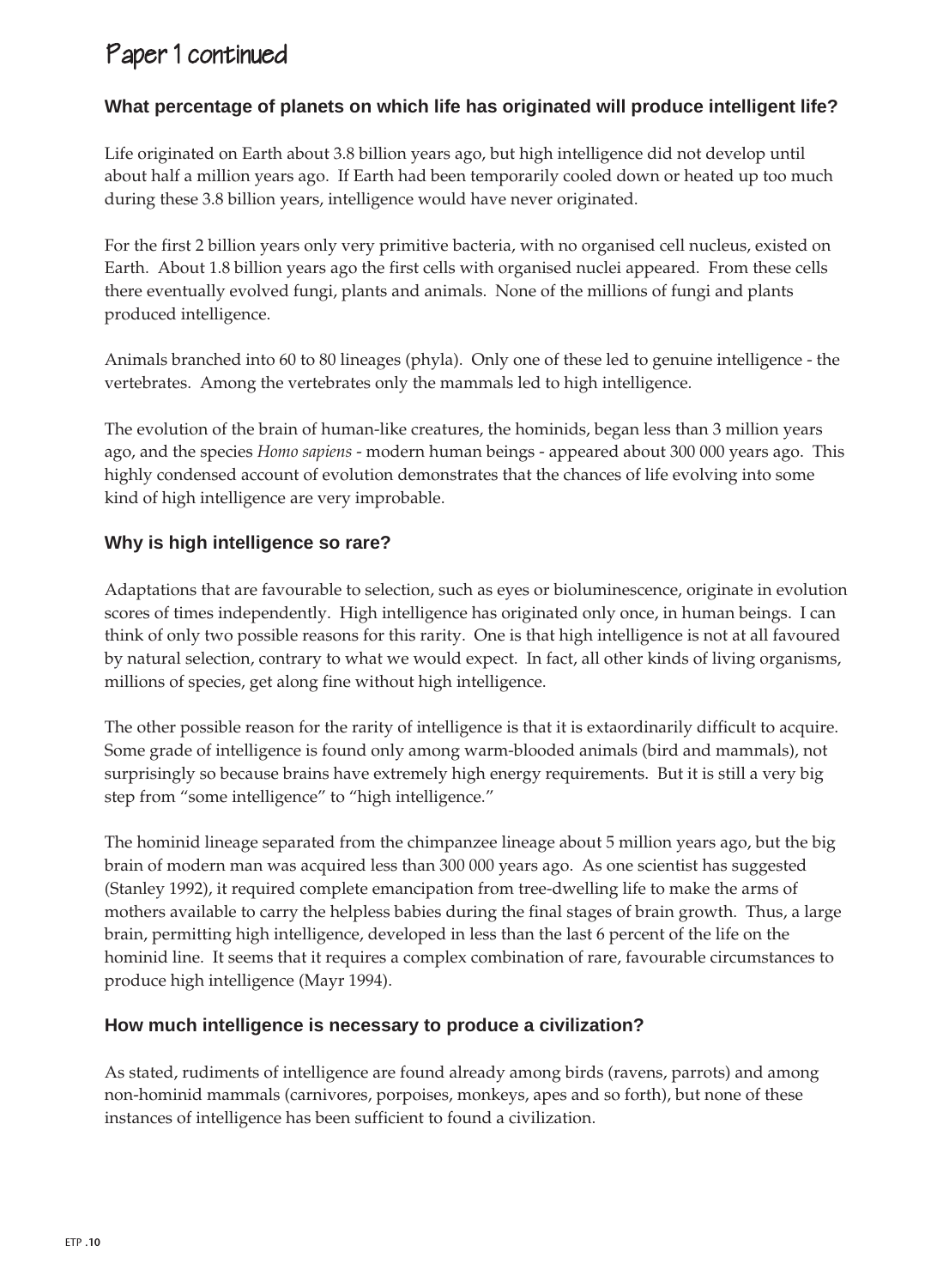## Paper 1 continued

### What percentage of planets on which life has originated will produce intelligent life?

Life originated on Earth about 3.8 billion years ago, but high intelligence did not develop until about half a million years ago. If Earth had been temporarily cooled down or heated up too much during these 3.8 billion years, intelligence would have never originated.

For the first 2 billion years only very primitive bacteria, with no organised cell nucleus, existed on Earth. About 1.8 billion years ago the first cells with organised nuclei appeared. From these cells there eventually evolved fungi, plants and animals. None of the millions of fungi and plants produced intelligence.

Animals branched into 60 to 80 lineages (phyla). Only one of these led to genuine intelligence - the vertebrates. Among the vertebrates only the mammals led to high intelligence.

The evolution of the brain of human-like creatures, the hominids, began less than 3 million years ago, and the species *Homo sapiens* - modern human beings - appeared about 300 000 years ago. This highly condensed account of evolution demonstrates that the chances of life evolving into some kind of high intelligence are very improbable.

### Why is high intelligence so rare?

Adaptations that are favourable to selection, such as eyes or bioluminescence, originate in evolution scores of times independently. High intelligence has originated only once, in human beings. I can think of only two possible reasons for this rarity. One is that high intelligence is not at all favoured by natural selection, contrary to what we would expect. In fact, all other kinds of living organisms, millions of species, get along fine without high intelligence.

The other possible reason for the rarity of intelligence is that it is extaordinarily difficult to acquire. Some grade of intelligence is found only among warm-blooded animals (bird and mammals), not surprisingly so because brains have extremely high energy requirements. But it is still a very big step from "some intelligence" to "high intelligence."

The hominid lineage separated from the chimpanzee lineage about 5 million years ago, but the big brain of modern man was acquired less than 300 000 years ago. As one scientist has suggested (Stanley 1992), it required complete emancipation from tree-dwelling life to make the arms of mothers available to carry the helpless babies during the final stages of brain growth. Thus, a large brain, permitting high intelligence, developed in less than the last 6 percent of the life on the hominid line. It seems that it requires a complex combination of rare, favourable circumstances to produce high intelligence (Mayr 1994).

### How much intelligence is necessary to produce a civilization?

As stated, rudiments of intelligence are found already among birds (ravens, parrots) and among non-hominid mammals (carnivores, porpoises, monkeys, apes and so forth), but none of these instances of intelligence has been sufficient to found a civilization.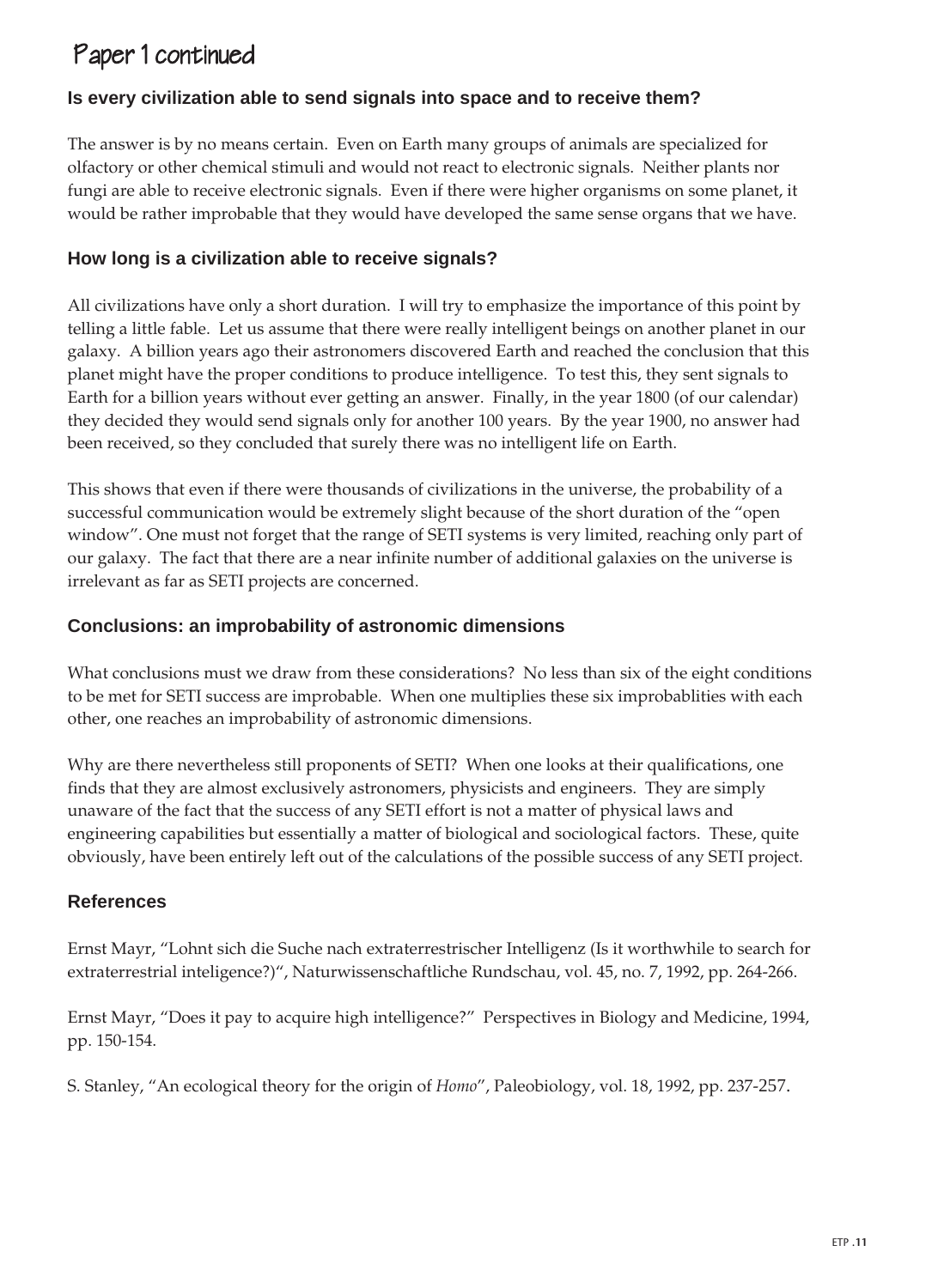# Paper 1 continued

## Is every civilization able to send signals into space and to receive them?

The answer is by no means certain. Even on Earth many groups of animals are specialized for olfactory or other chemical stimuli and would not react to electronic signals. Neither plants nor fungi are able to receive electronic signals. Even if there were higher organisms on some planet, it would be rather improbable that they would have developed the same sense organs that we have.

## How long is a civilization able to receive signals?

All civilizations have only a short duration. I will try to emphasize the importance of this point by telling a little fable. Let us assume that there were really intelligent beings on another planet in our galaxy. A billion years ago their astronomers discovered Earth and reached the conclusion that this planet might have the proper conditions to produce intelligence. To test this, they sent signals to Earth for a billion years without ever getting an answer. Finally, in the year 1800 (of our calendar) they decided they would send signals only for another 100 years. By the year 1900, no answer had been received, so they concluded that surely there was no intelligent life on Earth.

This shows that even if there were thousands of civilizations in the universe, the probability of a successful communication would be extremely slight because of the short duration of the "open window". One must not forget that the range of SETI systems is very limited, reaching only part of our galaxy. The fact that there are a near infinite number of additional galaxies on the universe is irrelevant as far as SETI projects are concerned.

## Conclusions: an improbability of astronomic dimensions

What conclusions must we draw from these considerations? No less than six of the eight conditions to be met for SETI success are improbable. When one multiplies these six improbablities with each other, one reaches an improbability of astronomic dimensions.

Why are there nevertheless still proponents of SETI? When one looks at their qualifications, one finds that they are almost exclusively astronomers, physicists and engineers. They are simply unaware of the fact that the success of any SETI effort is not a matter of physical laws and engineering capabilities but essentially a matter of biological and sociological factors. These, quite obviously, have been entirely left out of the calculations of the possible success of any SETI project.

## References

Ernst Mayr, "Lohnt sich die Suche nach extraterrestrischer Intelligenz (Is it worthwhile to search for extraterrestrial inteligence?)", Naturwissenschaftliche Rundschau, vol. 45, no. 7, 1992, pp. 264-266.

Ernst Mayr, "Does it pay to acquire high intelligence?" Perspectives in Biology and Medicine, 1994, pp. 150-154.

S. Stanley, "An ecological theory for the origin of *Homo*", Paleobiology, vol. 18, 1992, pp. 237-257.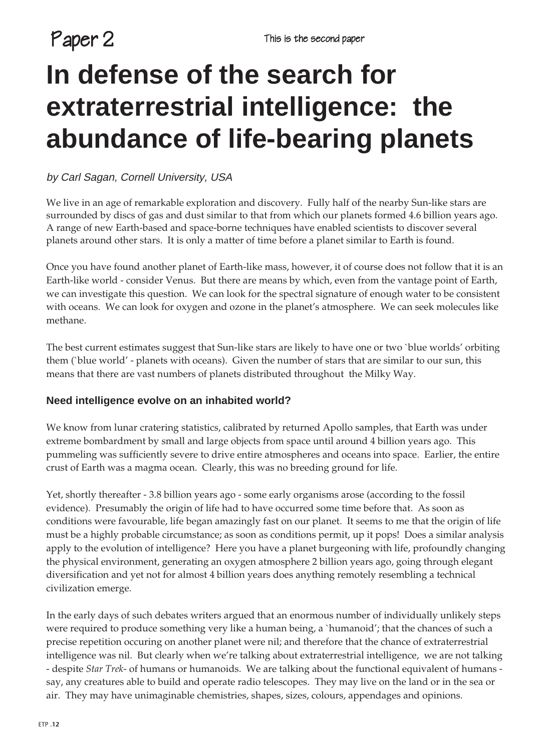Paper 2

This is the second paper

# In defense of the search for extraterrestrial intelligence: the abundance of life-bearing planets

*by Carl Sagan, Cornell University, USA*

We live in an age of remarkable exploration and discovery. Fully half of the nearby Sun-like stars are surrounded by discs of gas and dust similar to that from which our planets formed 4.6 billion years ago. A range of new Earth-based and space-borne techniques have enabled scientists to discover several planets around other stars. It is only a matter of time before a planet similar to Earth is found.

Once you have found another planet of Earth-like mass, however, it of course does not follow that it is an Earth-like world - consider Venus. But there are means by which, even from the vantage point of Earth, we can investigate this question. We can look for the spectral signature of enough water to be consistent with oceans. We can look for oxygen and ozone in the planet's atmosphere. We can seek molecules like methane.

The best current estimates suggest that Sun-like stars are likely to have one or two `blue worlds' orbiting them (`blue world' - planets with oceans). Given the number of stars that are similar to our sun, this means that there are vast numbers of planets distributed throughout the Milky Way.

### Need intelligence evolve on an inhabited world?

We know from lunar cratering statistics, calibrated by returned Apollo samples, that Earth was under extreme bombardment by small and large objects from space until around 4 billion years ago. This pummeling was sufficiently severe to drive entire atmospheres and oceans into space. Earlier, the entire crust of Earth was a magma ocean. Clearly, this was no breeding ground for life.

Yet, shortly thereafter - 3.8 billion years ago - some early organisms arose (according to the fossil evidence). Presumably the origin of life had to have occurred some time before that. As soon as conditions were favourable, life began amazingly fast on our planet. It seems to me that the origin of life must be a highly probable circumstance; as soon as conditions permit, up it pops! Does a similar analysis apply to the evolution of intelligence? Here you have a planet burgeoning with life, profoundly changing the physical environment, generating an oxygen atmosphere 2 billion years ago, going through elegant diversification and yet not for almost 4 billion years does anything remotely resembling a technical civilization emerge.

In the early days of such debates writers argued that an enormous number of individually unlikely steps were required to produce something very like a human being, a `humanoid'; that the chances of such a precise repetition occuring on another planet were nil; and therefore that the chance of extraterrestrial intelligence was nil. But clearly when we're talking about extraterrestrial intelligence, we are not talking - despite *Star Trek*- of humans or humanoids. We are talking about the functional equivalent of humans - say, any creatures able to build and operate radio telescopes. They may live on the land or in the sea or air. They may have unimaginable chemistries, shapes, sizes, colours, appendages and opinions.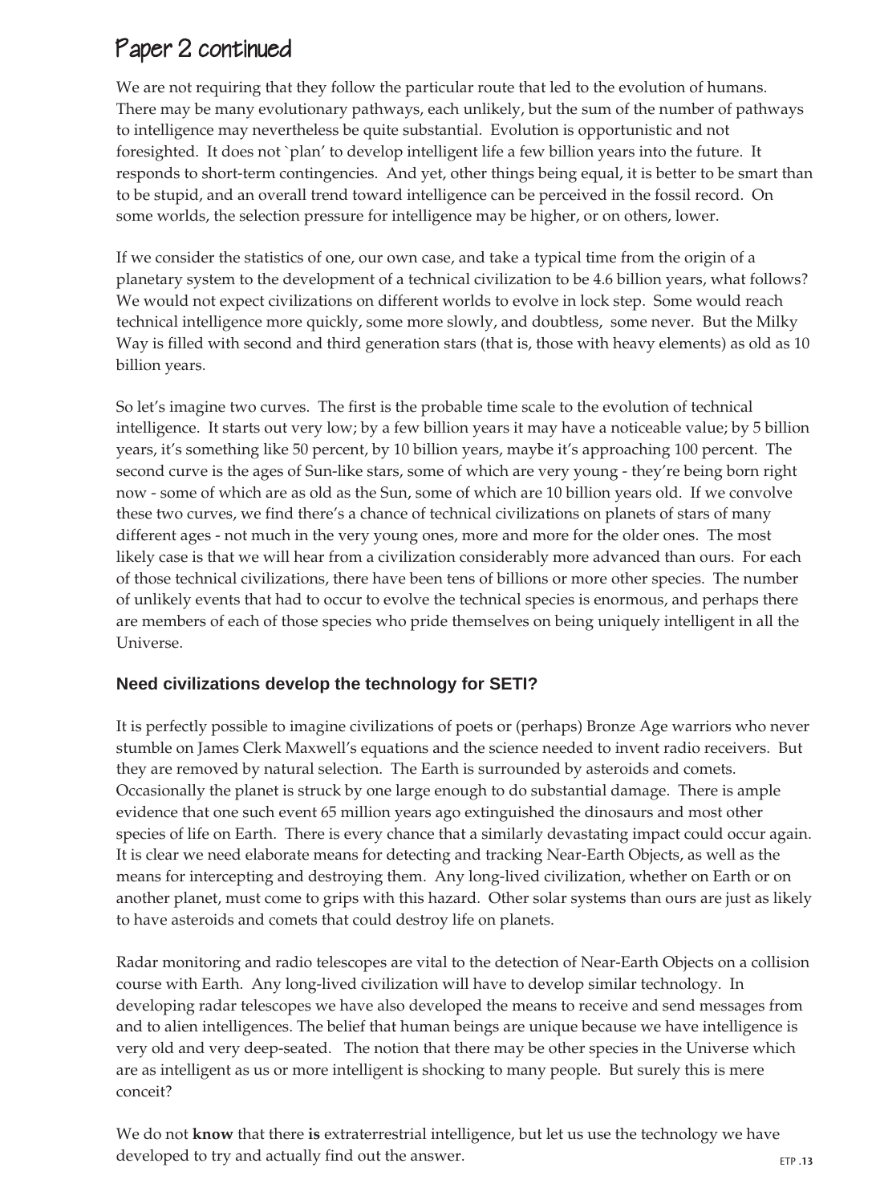# Paper 2 continued

We are not requiring that they follow the particular route that led to the evolution of humans. There may be many evolutionary pathways, each unlikely, but the sum of the number of pathways to intelligence may nevertheless be quite substantial. Evolution is opportunistic and not foresighted. It does not `plan' to develop intelligent life a few billion years into the future. It responds to short-term contingencies. And yet, other things being equal, it is better to be smart than to be stupid, and an overall trend toward intelligence can be perceived in the fossil record. On some worlds, the selection pressure for intelligence may be higher, or on others, lower.

If we consider the statistics of one, our own case, and take a typical time from the origin of a planetary system to the development of a technical civilization to be 4.6 billion years, what follows? We would not expect civilizations on different worlds to evolve in lock step. Some would reach technical intelligence more quickly, some more slowly, and doubtless, some never. But the Milky Way is filled with second and third generation stars (that is, those with heavy elements) as old as 10 billion years.

So let's imagine two curves. The first is the probable time scale to the evolution of technical intelligence. It starts out very low; by a few billion years it may have a noticeable value; by 5 billion years, it's something like 50 percent, by 10 billion years, maybe it's approaching 100 percent. The second curve is the ages of Sun-like stars, some of which are very young - they're being born right now - some of which are as old as the Sun, some of which are 10 billion years old. If we convolve these two curves, we find there's a chance of technical civilizations on planets of stars of many different ages - not much in the very young ones, more and more for the older ones. The most likely case is that we will hear from a civilization considerably more advanced than ours. For each of those technical civilizations, there have been tens of billions or more other species. The number of unlikely events that had to occur to evolve the technical species is enormous, and perhaps there are members of each of those species who pride themselves on being uniquely intelligent in all the Universe.

### Need civilizations develop the technology for SETI?

It is perfectly possible to imagine civilizations of poets or (perhaps) Bronze Age warriors who never stumble on James Clerk Maxwell's equations and the science needed to invent radio receivers. But they are removed by natural selection. The Earth is surrounded by asteroids and comets. Occasionally the planet is struck by one large enough to do substantial damage. There is ample evidence that one such event 65 million years ago extinguished the dinosaurs and most other species of life on Earth. There is every chance that a similarly devastating impact could occur again. It is clear we need elaborate means for detecting and tracking Near-Earth Objects, as well as the means for intercepting and destroying them. Any long-lived civilization, whether on Earth or on another planet, must come to grips with this hazard. Other solar systems than ours are just as likely to have asteroids and comets that could destroy life on planets.

Radar monitoring and radio telescopes are vital to the detection of Near-Earth Objects on a collision course with Earth. Any long-lived civilization will have to develop similar technology. In developing radar telescopes we have also developed the means to receive and send messages from and to alien intelligences. The belief that human beings are unique because we have intelligence is very old and very deep-seated. The notion that there may be other species in the Universe which are as intelligent as us or more intelligent is shocking to many people. But surely this is mere conceit?

We do not **know** that there **is** extraterrestrial intelligence, but let us use the technology we have developed to try and actually find out the answer.